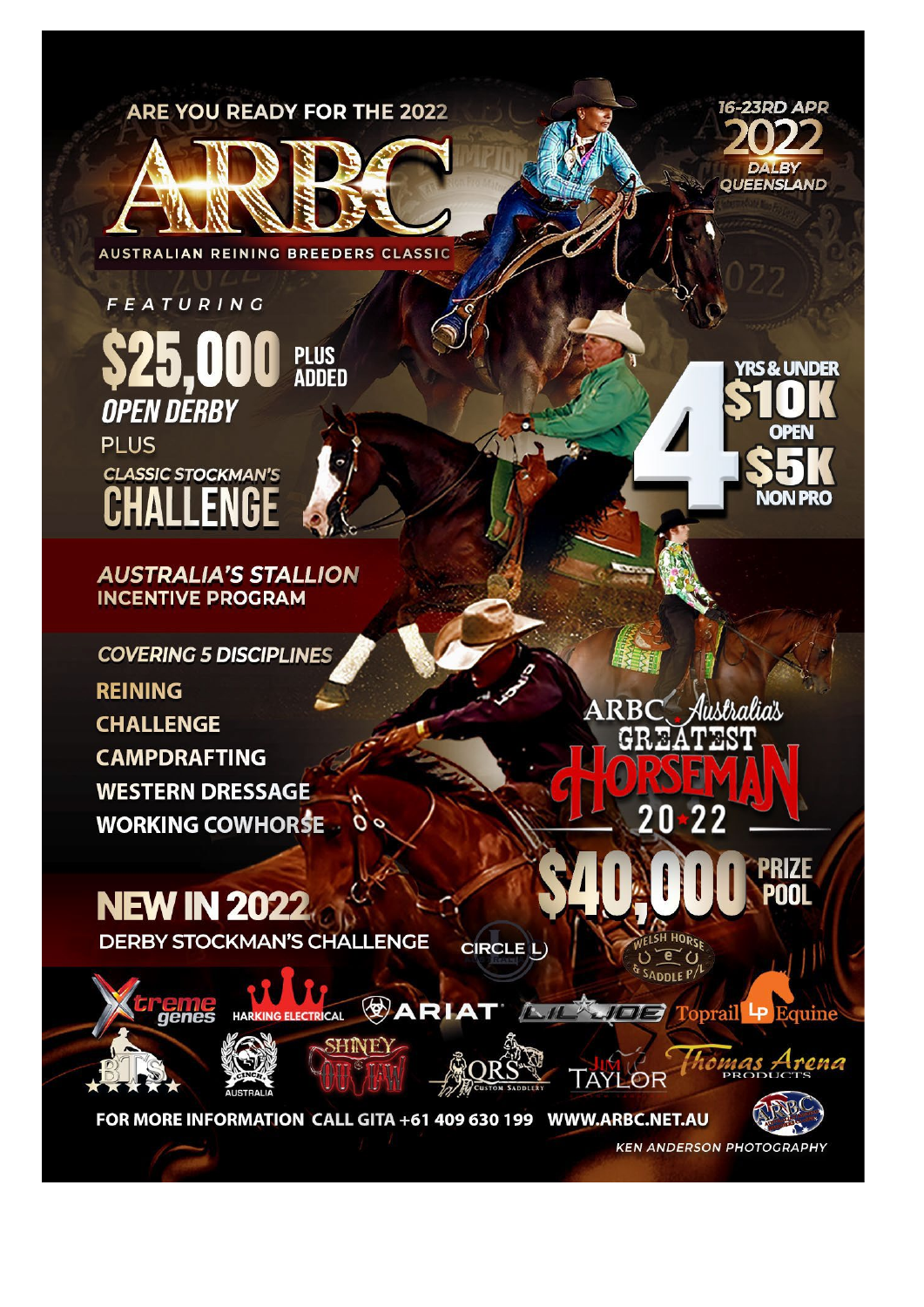ARE YOU READY FOR THE 2022

# ARBC

AUSTRALIAN REINING BREEDERS CLASSIC

16-23RD APR
2022
DALBY
QUEENSLAND

FEATURING

## $25,000 PLUS ADDED
## OPEN DERBY

PLUS

CLASSIC STOCKMAN'S

## CHALLENGE

4 YRS & UNDER
$10K OPEN
$5K NON PRO

**AUSTRALIA'S STALLION INCENTIVE PROGRAM**

COVERING 5 DISCIPLINES

- REINING
- CHALLENGE
- CAMPDRAFTING
- WESTERN DRESSAGE
- WORKING COWHORSE

ARBC Australia's GREATEST HORSEMAN 2022

## $40,000 PRIZE POOL

## NEW IN 2022

DERBY STOCKMAN'S CHALLENGE

CIRCLE L | WELSH HORSE & SADDLE P/L | Xtreme genes | HARKING ELECTRICAL | ARIAT | LIL JOE | Toprail Equine | BTS | CINCH AUSTRALIA | SHINEY OUTLAW | QRS CUSTOM SADDLERY | JIM TAYLOR | Thomas Arena PRODUCTS

FOR MORE INFORMATION CALL GITA +61 409 630 199 WWW.ARBC.NET.AU

KEN ANDERSON PHOTOGRAPHY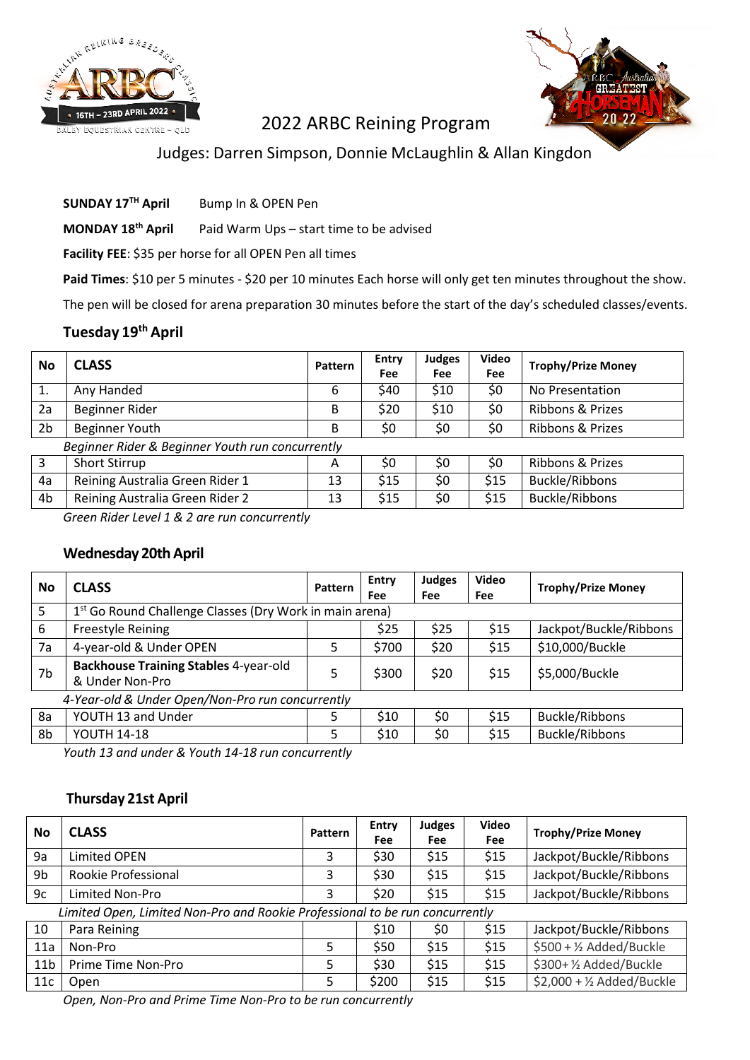# 2022 ARBC Reining Program

Judges: Darren Simpson, Donnie McLaughlin & Allan Kingdon

**SUNDAY 17TH April** Bump In & OPEN Pen

**MONDAY 18th April** Paid Warm Ups – start time to be advised

**Facility FEE**: $35 per horse for all OPEN Pen all times

**Paid Times**: $10 per 5 minutes - $20 per 10 minutes Each horse will only get ten minutes throughout the show.

The pen will be closed for arena preparation 30 minutes before the start of the day's scheduled classes/events.

## Tuesday 19th April

| No | CLASS | Pattern | Entry Fee | Judges Fee | Video Fee | Trophy/Prize Money |
|---|---|---|---|---|---|---|
| 1. | Any Handed | 6 | $40 | $10 | $0 | No Presentation |
| 2a | Beginner Rider | B | $20 | $10 | $0 | Ribbons & Prizes |
| 2b | Beginner Youth | B | $0 | $0 | $0 | Ribbons & Prizes |
| | *Beginner Rider & Beginner Youth run concurrently* | | | | | |
| 3 | Short Stirrup | A | $0 | $0 | $0 | Ribbons & Prizes |
| 4a | Reining Australia Green Rider 1 | 13 | $15 | $0 | $15 | Buckle/Ribbons |
| 4b | Reining Australia Green Rider 2 | 13 | $15 | $0 | $15 | Buckle/Ribbons |

*Green Rider Level 1 & 2 are run concurrently*

## Wednesday 20th April

| No | CLASS | Pattern | Entry Fee | Judges Fee | Video Fee | Trophy/Prize Money |
|---|---|---|---|---|---|---|
| 5 | 1st Go Round Challenge Classes (Dry Work in main arena) | | | | | |
| 6 | Freestyle Reining | | $25 | $25 | $15 | Jackpot/Buckle/Ribbons |
| 7a | 4-year-old & Under OPEN | 5 | $700 | $20 | $15 | $10,000/Buckle |
| 7b | **Backhouse Training Stables** 4-year-old & Under Non-Pro | 5 | $300 | $20 | $15 | $5,000/Buckle |
| | *4-Year-old & Under Open/Non-Pro run concurrently* | | | | | |
| 8a | YOUTH 13 and Under | 5 | $10 | $0 | $15 | Buckle/Ribbons |
| 8b | YOUTH 14-18 | 5 | $10 | $0 | $15 | Buckle/Ribbons |

*Youth 13 and under & Youth 14-18 run concurrently*

## Thursday 21st April

| No | CLASS | Pattern | Entry Fee | Judges Fee | Video Fee | Trophy/Prize Money |
|---|---|---|---|---|---|---|
| 9a | Limited OPEN | 3 | $30 | $15 | $15 | Jackpot/Buckle/Ribbons |
| 9b | Rookie Professional | 3 | $30 | $15 | $15 | Jackpot/Buckle/Ribbons |
| 9c | Limited Non-Pro | 3 | $20 | $15 | $15 | Jackpot/Buckle/Ribbons |
| | *Limited Open, Limited Non-Pro and Rookie Professional to be run concurrently* | | | | | |
| 10 | Para Reining | | $10 | $0 | $15 | Jackpot/Buckle/Ribbons |
| 11a | Non-Pro | 5 | $50 | $15 | $15 | $500 + ½ Added/Buckle |
| 11b | Prime Time Non-Pro | 5 | $30 | $15 | $15 | $300+ ½ Added/Buckle |
| 11c | Open | 5 | $200 | $15 | $15 | $2,000 + ½ Added/Buckle |

*Open, Non-Pro and Prime Time Non-Pro to be run concurrently*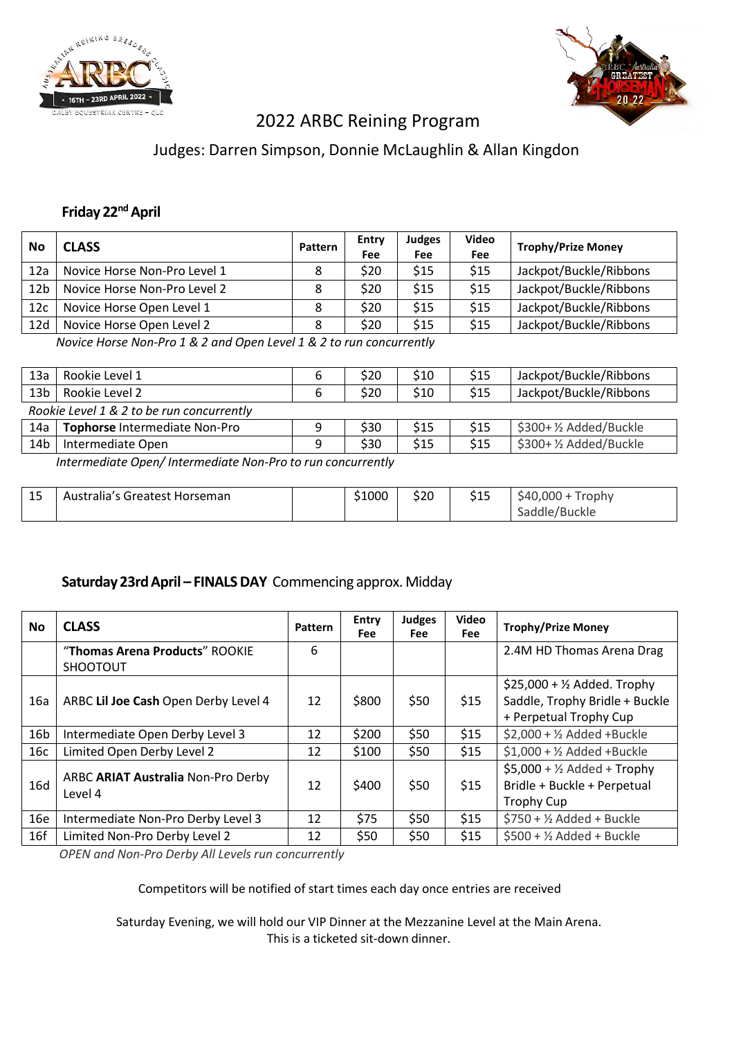# 2022 ARBC Reining Program

## Judges: Darren Simpson, Donnie McLaughlin & Allan Kingdon

### Friday 22nd April

| No | CLASS | Pattern | Entry Fee | Judges Fee | Video Fee | Trophy/Prize Money |
|---|---|---|---|---|---|---|
| 12a | Novice Horse Non-Pro Level 1 | 8 | $20 | $15 | $15 | Jackpot/Buckle/Ribbons |
| 12b | Novice Horse Non-Pro Level 2 | 8 | $20 | $15 | $15 | Jackpot/Buckle/Ribbons |
| 12c | Novice Horse Open Level 1 | 8 | $20 | $15 | $15 | Jackpot/Buckle/Ribbons |
| 12d | Novice Horse Open Level 2 | 8 | $20 | $15 | $15 | Jackpot/Buckle/Ribbons |

*Novice Horse Non-Pro 1 & 2 and Open Level 1 & 2 to run concurrently*

| No | CLASS | Pattern | Entry Fee | Judges Fee | Video Fee | Trophy/Prize Money |
|---|---|---|---|---|---|---|
| 13a | Rookie Level 1 | 6 | $20 | $10 | $15 | Jackpot/Buckle/Ribbons |
| 13b | Rookie Level 2 | 6 | $20 | $10 | $15 | Jackpot/Buckle/Ribbons |
| *Rookie Level 1 & 2 to be run concurrently* | | | | | | |
| 14a | **Tophorse** Intermediate Non-Pro | 9 | $30 | $15 | $15 | $300+ ½ Added/Buckle |
| 14b | Intermediate Open | 9 | $30 | $15 | $15 | $300+ ½ Added/Buckle |

*Intermediate Open/ Intermediate Non-Pro to run concurrently*

| No | CLASS | Pattern | Entry Fee | Judges Fee | Video Fee | Trophy/Prize Money |
|---|---|---|---|---|---|---|
| 15 | Australia's Greatest Horseman | | $1000 | $20 | $15 | $40,000 + Trophy Saddle/Buckle |

### Saturday 23rd April – FINALS DAY Commencing approx. Midday

| No | CLASS | Pattern | Entry Fee | Judges Fee | Video Fee | Trophy/Prize Money |
|---|---|---|---|---|---|---|
| | "**Thomas Arena Products**" ROOKIE SHOOTOUT | 6 | | | | 2.4M HD Thomas Arena Drag |
| 16a | ARBC **Lil Joe Cash** Open Derby Level 4 | 12 | $800 | $50 | $15 | $25,000 + ½ Added. Trophy Saddle, Trophy Bridle + Buckle + Perpetual Trophy Cup |
| 16b | Intermediate Open Derby Level 3 | 12 | $200 | $50 | $15 | $2,000 + ½ Added +Buckle |
| 16c | Limited Open Derby Level 2 | 12 | $100 | $50 | $15 | $1,000 + ½ Added +Buckle |
| 16d | ARBC **ARIAT Australia** Non-Pro Derby Level 4 | 12 | $400 | $50 | $15 | $5,000 + ½ Added + Trophy Bridle + Buckle + Perpetual Trophy Cup |
| 16e | Intermediate Non-Pro Derby Level 3 | 12 | $75 | $50 | $15 | $750 + ½ Added + Buckle |
| 16f | Limited Non-Pro Derby Level 2 | 12 | $50 | $50 | $15 | $500 + ½ Added + Buckle |

*OPEN and Non-Pro Derby All Levels run concurrently*

Competitors will be notified of start times each day once entries are received

Saturday Evening, we will hold our VIP Dinner at the Mezzanine Level at the Main Arena.
This is a ticketed sit-down dinner.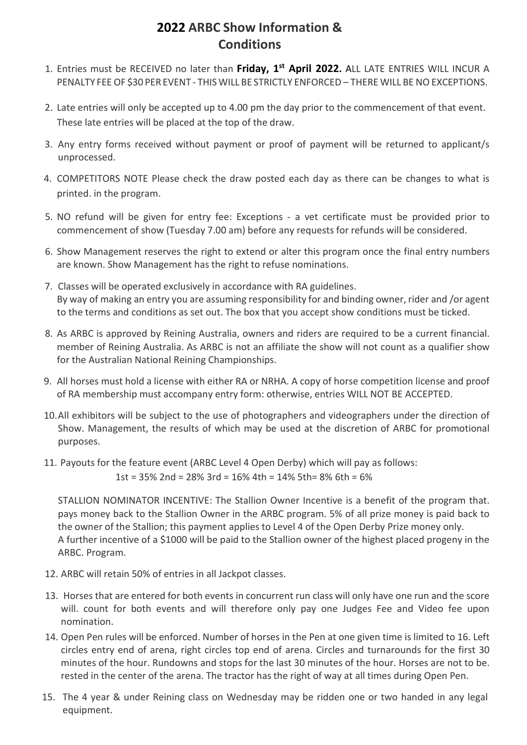# 2022 ARBC Show Information & Conditions

1. Entries must be RECEIVED no later than **Friday, 1st April 2022.** ALL LATE ENTRIES WILL INCUR A PENALTY FEE OF $30 PER EVENT - THIS WILL BE STRICTLY ENFORCED – THERE WILL BE NO EXCEPTIONS.

2. Late entries will only be accepted up to 4.00 pm the day prior to the commencement of that event. These late entries will be placed at the top of the draw.

3. Any entry forms received without payment or proof of payment will be returned to applicant/s unprocessed.

4. COMPETITORS NOTE Please check the draw posted each day as there can be changes to what is printed. in the program.

5. NO refund will be given for entry fee: Exceptions - a vet certificate must be provided prior to commencement of show (Tuesday 7.00 am) before any requests for refunds will be considered.

6. Show Management reserves the right to extend or alter this program once the final entry numbers are known. Show Management has the right to refuse nominations.

7. Classes will be operated exclusively in accordance with RA guidelines. By way of making an entry you are assuming responsibility for and binding owner, rider and /or agent to the terms and conditions as set out. The box that you accept show conditions must be ticked.

8. As ARBC is approved by Reining Australia, owners and riders are required to be a current financial. member of Reining Australia. As ARBC is not an affiliate the show will not count as a qualifier show for the Australian National Reining Championships.

9. All horses must hold a license with either RA or NRHA. A copy of horse competition license and proof of RA membership must accompany entry form: otherwise, entries WILL NOT BE ACCEPTED.

10. All exhibitors will be subject to the use of photographers and videographers under the direction of Show. Management, the results of which may be used at the discretion of ARBC for promotional purposes.

11. Payouts for the feature event (ARBC Level 4 Open Derby) which will pay as follows:

    1st = 35% 2nd = 28% 3rd = 16% 4th = 14% 5th= 8% 6th = 6%

    STALLION NOMINATOR INCENTIVE: The Stallion Owner Incentive is a benefit of the program that. pays money back to the Stallion Owner in the ARBC program. 5% of all prize money is paid back to the owner of the Stallion; this payment applies to Level 4 of the Open Derby Prize money only. A further incentive of a $1000 will be paid to the Stallion owner of the highest placed progeny in the ARBC. Program.

12. ARBC will retain 50% of entries in all Jackpot classes.

13. Horses that are entered for both events in concurrent run class will only have one run and the score will. count for both events and will therefore only pay one Judges Fee and Video fee upon nomination.

14. Open Pen rules will be enforced. Number of horses in the Pen at one given time is limited to 16. Left circles entry end of arena, right circles top end of arena. Circles and turnarounds for the first 30 minutes of the hour. Rundowns and stops for the last 30 minutes of the hour. Horses are not to be. rested in the center of the arena. The tractor has the right of way at all times during Open Pen.

15. The 4 year & under Reining class on Wednesday may be ridden one or two handed in any legal equipment.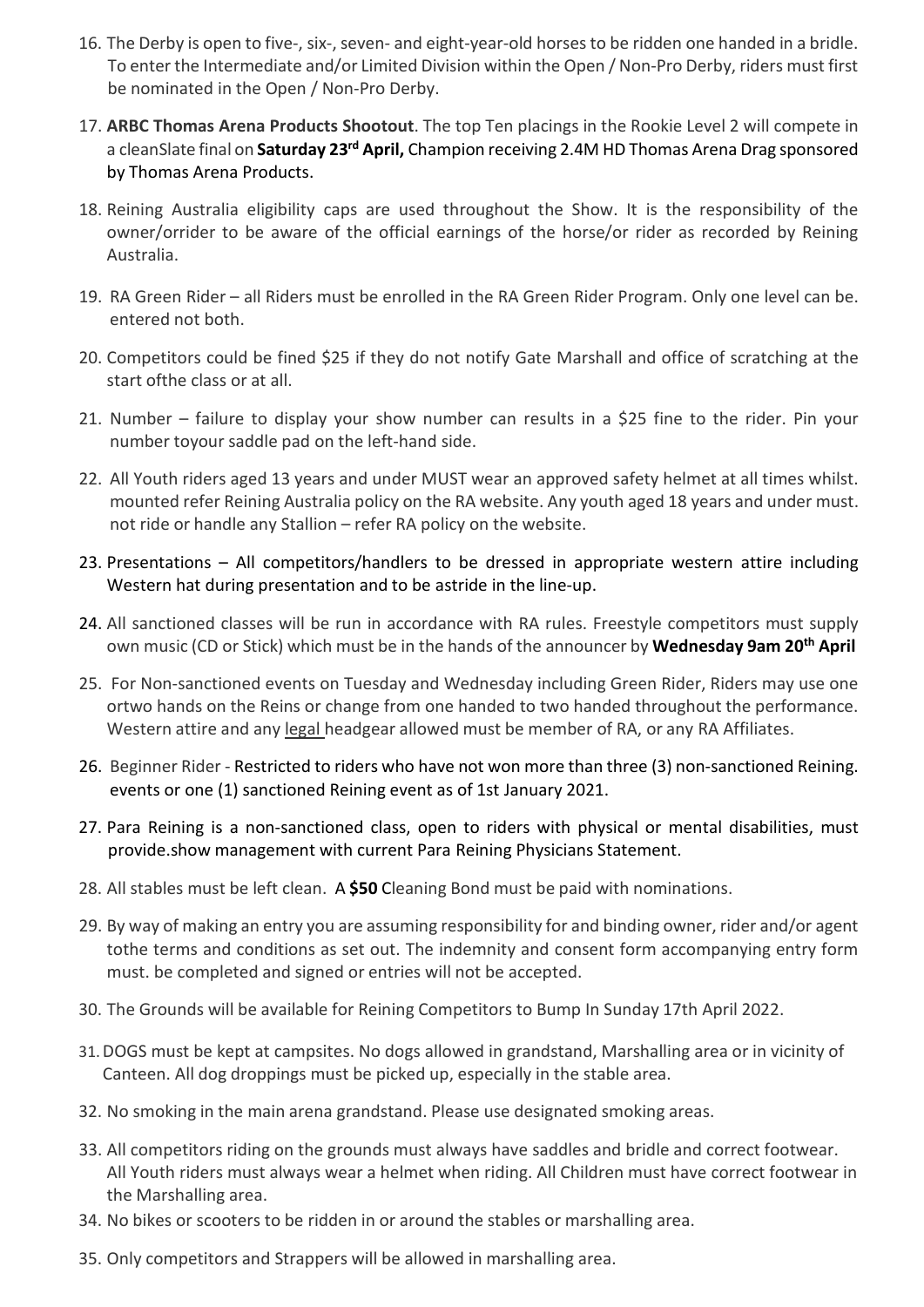16. The Derby is open to five-, six-, seven- and eight-year-old horses to be ridden one handed in a bridle. To enter the Intermediate and/or Limited Division within the Open / Non-Pro Derby, riders must first be nominated in the Open / Non-Pro Derby.

17. **ARBC Thomas Arena Products Shootout**. The top Ten placings in the Rookie Level 2 will compete in a cleanSlate final on **Saturday 23rd April,** Champion receiving 2.4M HD Thomas Arena Drag sponsored by Thomas Arena Products.

18. Reining Australia eligibility caps are used throughout the Show. It is the responsibility of the owner/orrider to be aware of the official earnings of the horse/or rider as recorded by Reining Australia.

19. RA Green Rider – all Riders must be enrolled in the RA Green Rider Program. Only one level can be. entered not both.

20. Competitors could be fined $25 if they do not notify Gate Marshall and office of scratching at the start ofthe class or at all.

21. Number – failure to display your show number can results in a $25 fine to the rider. Pin your number toyour saddle pad on the left-hand side.

22. All Youth riders aged 13 years and under MUST wear an approved safety helmet at all times whilst. mounted refer Reining Australia policy on the RA website. Any youth aged 18 years and under must. not ride or handle any Stallion – refer RA policy on the website.

23. Presentations – All competitors/handlers to be dressed in appropriate western attire including Western hat during presentation and to be astride in the line-up.

24. All sanctioned classes will be run in accordance with RA rules. Freestyle competitors must supply own music (CD or Stick) which must be in the hands of the announcer by **Wednesday 9am 20th April**

25. For Non-sanctioned events on Tuesday and Wednesday including Green Rider, Riders may use one ortwo hands on the Reins or change from one handed to two handed throughout the performance. Western attire and any legal headgear allowed must be member of RA, or any RA Affiliates.

26. Beginner Rider - Restricted to riders who have not won more than three (3) non-sanctioned Reining. events or one (1) sanctioned Reining event as of 1st January 2021.

27. Para Reining is a non-sanctioned class, open to riders with physical or mental disabilities, must provide.show management with current Para Reining Physicians Statement.

28. All stables must be left clean. A **$50** Cleaning Bond must be paid with nominations.

29. By way of making an entry you are assuming responsibility for and binding owner, rider and/or agent tothe terms and conditions as set out. The indemnity and consent form accompanying entry form must. be completed and signed or entries will not be accepted.

30. The Grounds will be available for Reining Competitors to Bump In Sunday 17th April 2022.

31. DOGS must be kept at campsites. No dogs allowed in grandstand, Marshalling area or in vicinity of Canteen. All dog droppings must be picked up, especially in the stable area.

32. No smoking in the main arena grandstand. Please use designated smoking areas.

33. All competitors riding on the grounds must always have saddles and bridle and correct footwear. All Youth riders must always wear a helmet when riding. All Children must have correct footwear in the Marshalling area.

34. No bikes or scooters to be ridden in or around the stables or marshalling area.

35. Only competitors and Strappers will be allowed in marshalling area.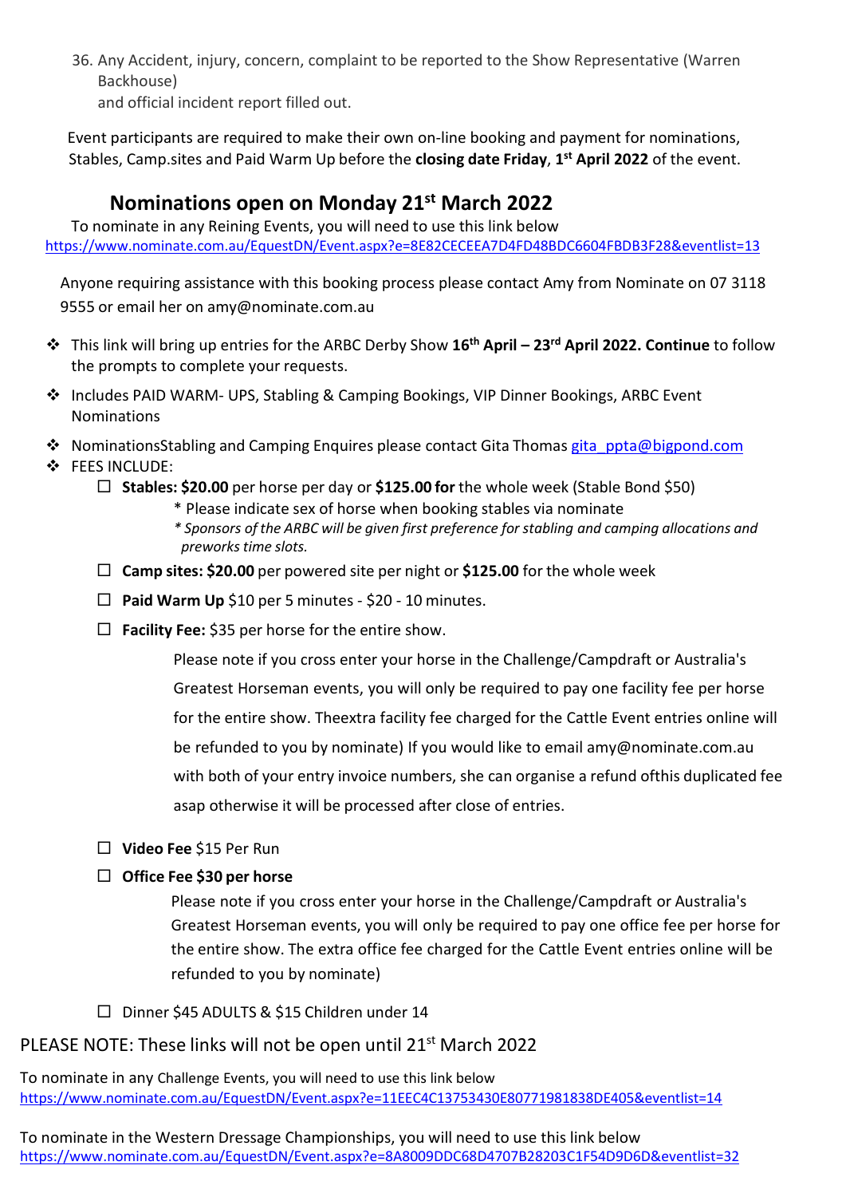36. Any Accident, injury, concern, complaint to be reported to the Show Representative (Warren Backhouse)
    and official incident report filled out.

Event participants are required to make their own on-line booking and payment for nominations, Stables, Camp.sites and Paid Warm Up before the **closing date Friday**, **1st April 2022** of the event.

## Nominations open on Monday 21st March 2022

To nominate in any Reining Events, you will need to use this link below
https://www.nominate.com.au/EquestDN/Event.aspx?e=8E82CECEEA7D4FD48BDC6604FBDB3F28&eventlist=13

Anyone requiring assistance with this booking process please contact Amy from Nominate on 07 3118 9555 or email her on amy@nominate.com.au

- This link will bring up entries for the ARBC Derby Show **16th April – 23rd April 2022. Continue** to follow the prompts to complete your requests.
- Includes PAID WARM- UPS, Stabling & Camping Bookings, VIP Dinner Bookings, ARBC Event Nominations
- NominationsStabling and Camping Enquires please contact Gita Thomas gita_ppta@bigpond.com
- FEES INCLUDE:
  - ☐ **Stables: $20.00** per horse per day or **$125.00 for** the whole week (Stable Bond $50)
    - \* Please indicate sex of horse when booking stables via nominate
    - *\* Sponsors of the ARBC will be given first preference for stabling and camping allocations and preworks time slots.*
  - ☐ **Camp sites: $20.00** per powered site per night or **$125.00** for the whole week
  - ☐ **Paid Warm Up** $10 per 5 minutes - $20 - 10 minutes.
  - ☐ **Facility Fee:** $35 per horse for the entire show.

    Please note if you cross enter your horse in the Challenge/Campdraft or Australia's Greatest Horseman events, you will only be required to pay one facility fee per horse for the entire show. Theextra facility fee charged for the Cattle Event entries online will be refunded to you by nominate) If you would like to email amy@nominate.com.au with both of your entry invoice numbers, she can organise a refund ofthis duplicated fee asap otherwise it will be processed after close of entries.
  - ☐ **Video Fee** $15 Per Run
  - ☐ **Office Fee $30 per horse**

    Please note if you cross enter your horse in the Challenge/Campdraft or Australia's Greatest Horseman events, you will only be required to pay one office fee per horse for the entire show. The extra office fee charged for the Cattle Event entries online will be refunded to you by nominate)
  - ☐ Dinner $45 ADULTS & $15 Children under 14

PLEASE NOTE: These links will not be open until 21st March 2022

To nominate in any Challenge Events, you will need to use this link below
https://www.nominate.com.au/EquestDN/Event.aspx?e=11EEC4C13753430E80771981838DE405&eventlist=14

To nominate in the Western Dressage Championships, you will need to use this link below
https://www.nominate.com.au/EquestDN/Event.aspx?e=8A8009DDC68D4707B28203C1F54D9D6D&eventlist=32